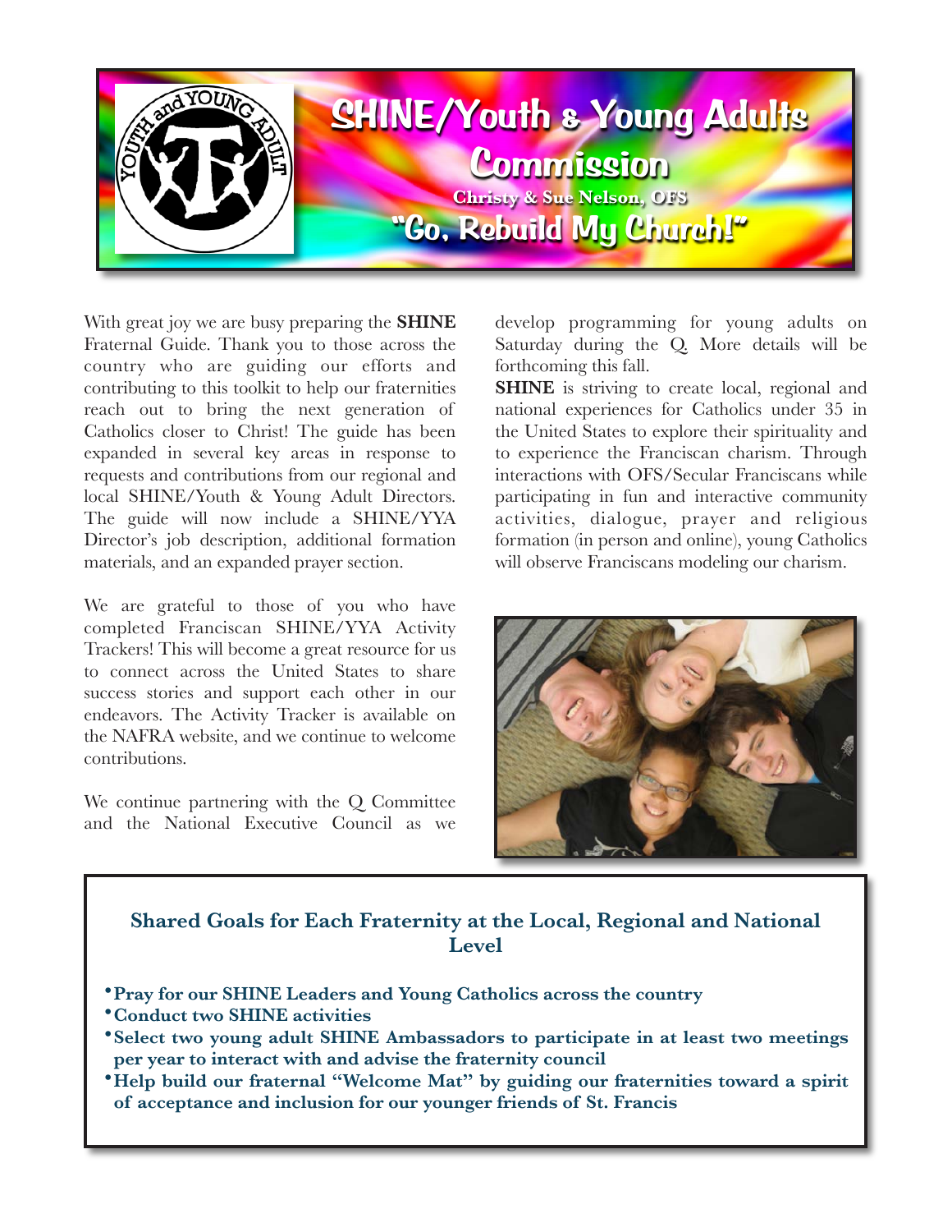# SHINE/Youth & Young Adults Commission

**Christy & Sue Nelson, OFS**

## "Go, Rebuild My Church!"

With great joy we are busy preparing the **SHINE** Fraternal Guide. Thank you to those across the country who are guiding our efforts and contributing to this toolkit to help our fraternities reach out to bring the next generation of Catholics closer to Christ! The guide has been expanded in several key areas in response to requests and contributions from our regional and local SHINE/Youth & Young Adult Directors. The guide will now include a SHINE/YYA Director's job description, additional formation materials, and an expanded prayer section.

We are grateful to those of you who have completed Franciscan SHINE/YYA Activity Trackers! This will become a great resource for us to connect across the United States to share success stories and support each other in our endeavors. The Activity Tracker is available on the NAFRA website, and we continue to welcome contributions.

We continue partnering with the Q Committee and the National Executive Council as we develop programming for young adults on Saturday during the Q. More details will be forthcoming this fall.

**SHINE** is striving to create local, regional and national experiences for Catholics under 35 in the United States to explore their spirituality and to experience the Franciscan charism. Through interactions with OFS/Secular Franciscans while participating in fun and interactive community activities, dialogue, prayer and religious formation (in person and online), young Catholics will observe Franciscans modeling our charism.

### Shared Goals for Each Fraternity at the Local, Regional and National Level

- **Pray for our SHINE Leaders and Young Catholics across the country**
- **Conduct two SHINE activities**
- **Select two young adult SHINE Ambassadors to participate in at least two meetings per year to interact with and advise the fraternity council**
- **Help build our fraternal "Welcome Mat" by guiding our fraternities toward a spirit of acceptance and inclusion for our younger friends of St. Francis**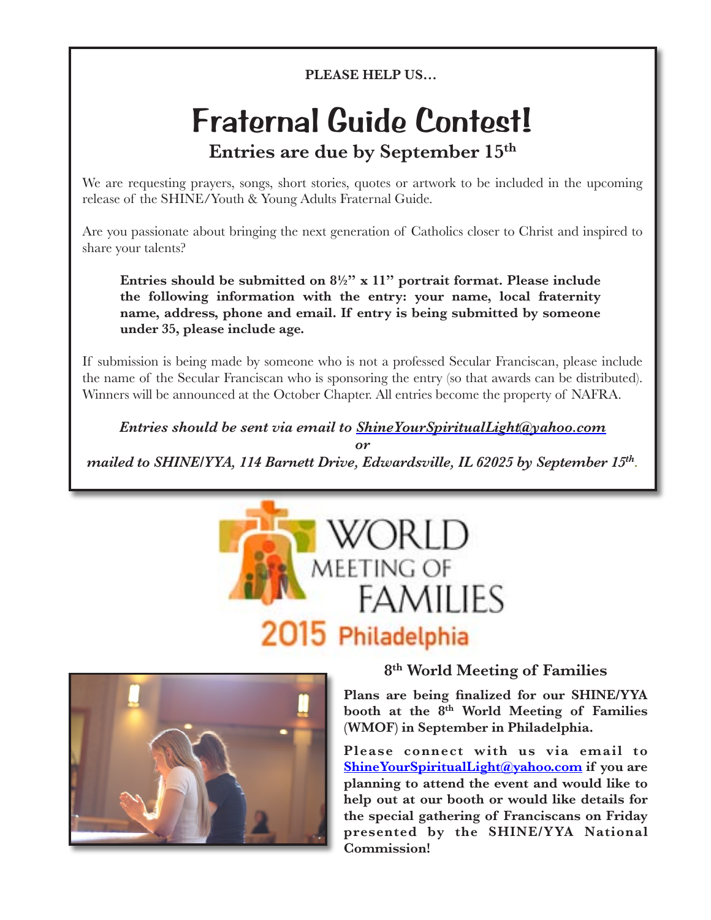**PLEASE HELP US…**

# Fraternal Guide Contest!

## Entries are due by September 15th

We are requesting prayers, songs, short stories, quotes or artwork to be included in the upcoming release of the SHINE/Youth & Young Adults Fraternal Guide.

Are you passionate about bringing the next generation of Catholics closer to Christ and inspired to share your talents?

**Entries should be submitted on 8½" x 11" portrait format. Please include the following information with the entry: your name, local fraternity name, address, phone and email. If entry is being submitted by someone under 35, please include age.**

If submission is being made by someone who is not a professed Secular Franciscan, please include the name of the Secular Franciscan who is sponsoring the entry (so that awards can be distributed). Winners will be announced at the October Chapter. All entries become the property of NAFRA.

***Entries should be sent via email to [ShineYourSpiritualLight@yahoo.com](mailto:ShineYourSpiritualLight@yahoo.com)***

***or***

***mailed to SHINE/YYA, 114 Barnett Drive, Edwardsville, IL 62025 by September 15th.***

WORLD MEETING OF FAMILIES
2015 Philadelphia

### 8th World Meeting of Families

**Plans are being finalized for our SHINE/YYA booth at the 8th World Meeting of Families (WMOF) in September in Philadelphia.**

**Please connect with us via email to [ShineYourSpiritualLight@yahoo.com](mailto:ShineYourSpiritualLight@yahoo.com) if you are planning to attend the event and would like to help out at our booth or would like details for the special gathering of Franciscans on Friday presented by the SHINE/YYA National Commission!**